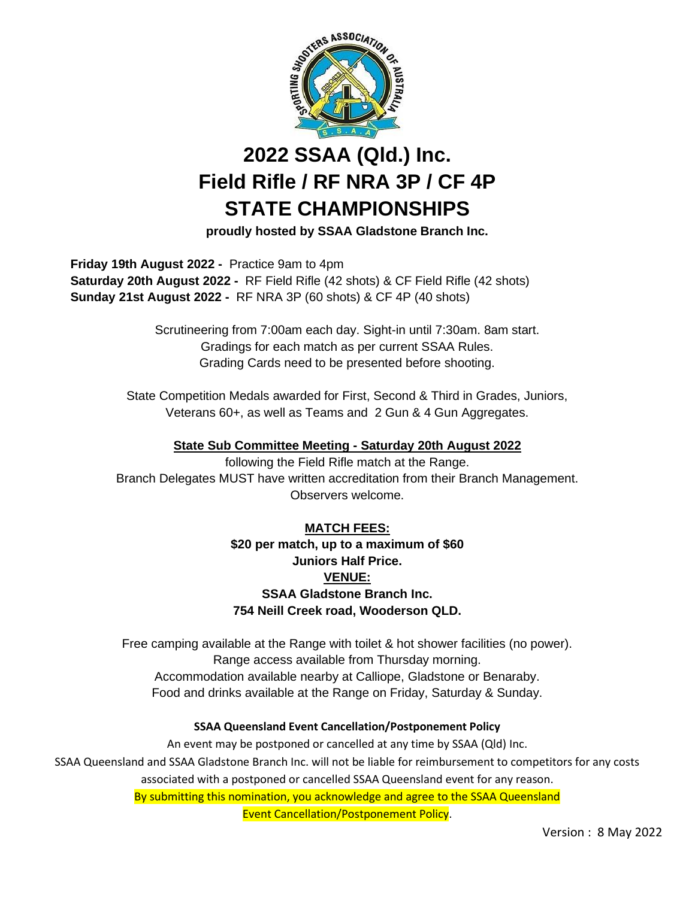# 2022 SSAA (Qld.) Inc.
# Field Rifle / RF NRA 3P / CF 4P
# STATE CHAMPIONSHIPS

**proudly hosted by SSAA Gladstone Branch Inc.**

**Friday 19th August 2022 -** Practice 9am to 4pm
**Saturday 20th August 2022 -** RF Field Rifle (42 shots) & CF Field Rifle (42 shots)
**Sunday 21st August 2022 -** RF NRA 3P (60 shots) & CF 4P (40 shots)

Scrutineering from 7:00am each day. Sight-in until 7:30am. 8am start.
Gradings for each match as per current SSAA Rules.
Grading Cards need to be presented before shooting.

State Competition Medals awarded for First, Second & Third in Grades, Juniors, Veterans 60+, as well as Teams and 2 Gun & 4 Gun Aggregates.

**State Sub Committee Meeting - Saturday 20th August 2022**

following the Field Rifle match at the Range.
Branch Delegates MUST have written accreditation from their Branch Management.
Observers welcome.

**MATCH FEES:**

**$20 per match, up to a maximum of $60**
**Juniors Half Price.**

**VENUE:**

**SSAA Gladstone Branch Inc.**
**754 Neill Creek road, Wooderson QLD.**

Free camping available at the Range with toilet & hot shower facilities (no power).
Range access available from Thursday morning.
Accommodation available nearby at Calliope, Gladstone or Benaraby.
Food and drinks available at the Range on Friday, Saturday & Sunday.

**SSAA Queensland Event Cancellation/Postponement Policy**

An event may be postponed or cancelled at any time by SSAA (Qld) Inc.
SSAA Queensland and SSAA Gladstone Branch Inc. will not be liable for reimbursement to competitors for any costs associated with a postponed or cancelled SSAA Queensland event for any reason.
By submitting this nomination, you acknowledge and agree to the SSAA Queensland Event Cancellation/Postponement Policy.

Version : 8 May 2022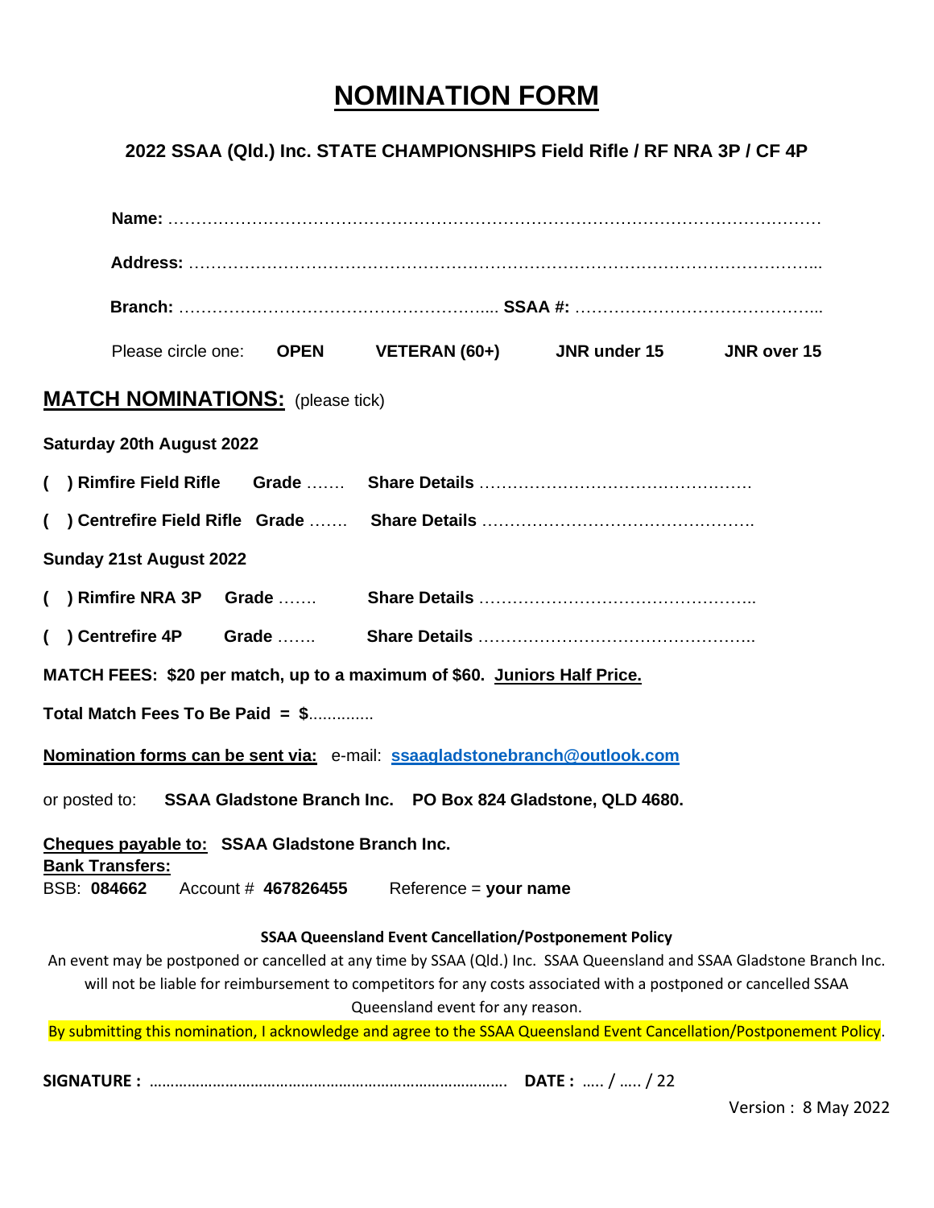# NOMINATION FORM

**2022 SSAA (Qld.) Inc. STATE CHAMPIONSHIPS Field Rifle / RF NRA 3P / CF 4P**

**Name:** …………………………………………………………………………………………………………

**Address:** ………………………………………………………………………………………………………...

**Branch:** ………………………………………………….... **SSAA #:** ……………………………………...

Please circle one: **OPEN** **VETERAN (60+)** **JNR under 15** **JNR over 15**

## MATCH NOMINATIONS: (please tick)

**Saturday 20th August 2022**

**( ) Rimfire Field Rifle** **Grade** ……. **Share Details** ………………………………………….

**( ) Centrefire Field Rifle** **Grade** ……. **Share Details** ………………………………………….

**Sunday 21st August 2022**

**( ) Rimfire NRA 3P** **Grade** ……. **Share Details** …………………………………………..

**( ) Centrefire 4P** **Grade** ……. **Share Details** …………………………………………..

**MATCH FEES: $20 per match, up to a maximum of $60. Juniors Half Price.**

**Total Match Fees To Be Paid = $**.............

**Nomination forms can be sent via:** e-mail: **ssaagladstonebranch@outlook.com**

or posted to: **SSAA Gladstone Branch Inc. PO Box 824 Gladstone, QLD 4680.**

**Cheques payable to:** **SSAA Gladstone Branch Inc.**
**Bank Transfers:**
BSB: **084662** Account # **467826455** Reference = **your name**

**SSAA Queensland Event Cancellation/Postponement Policy**

An event may be postponed or cancelled at any time by SSAA (Qld.) Inc. SSAA Queensland and SSAA Gladstone Branch Inc. will not be liable for reimbursement to competitors for any costs associated with a postponed or cancelled SSAA Queensland event for any reason.

By submitting this nomination, I acknowledge and agree to the SSAA Queensland Event Cancellation/Postponement Policy.

**SIGNATURE :** ………………………………………………………………………. **DATE :** ….. / ….. / 22

Version : 8 May 2022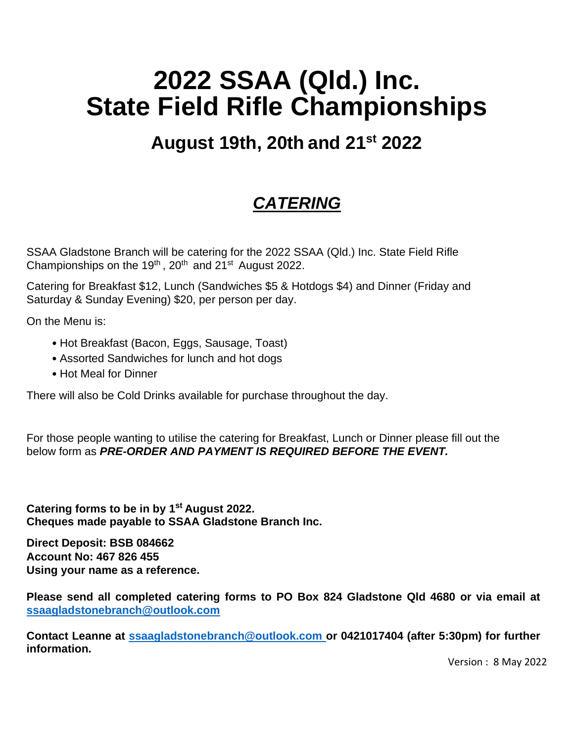# 2022 SSAA (Qld.) Inc.
# State Field Rifle Championships

## August 19th, 20th and 21st 2022

## ***CATERING***

SSAA Gladstone Branch will be catering for the 2022 SSAA (Qld.) Inc. State Field Rifle Championships on the 19th , 20th and 21st August 2022.

Catering for Breakfast $12, Lunch (Sandwiches $5 & Hotdogs $4) and Dinner (Friday and Saturday & Sunday Evening) $20, per person per day.

On the Menu is:

- Hot Breakfast (Bacon, Eggs, Sausage, Toast)
- Assorted Sandwiches for lunch and hot dogs
- Hot Meal for Dinner

There will also be Cold Drinks available for purchase throughout the day.

For those people wanting to utilise the catering for Breakfast, Lunch or Dinner please fill out the below form as ***PRE-ORDER AND PAYMENT IS REQUIRED BEFORE THE EVENT.***

**Catering forms to be in by 1st August 2022.**
**Cheques made payable to SSAA Gladstone Branch Inc.**

**Direct Deposit: BSB 084662**
**Account No: 467 826 455**
**Using your name as a reference.**

**Please send all completed catering forms to PO Box 824 Gladstone Qld 4680 or via email at [ssaagladstonebranch@outlook.com](mailto:ssaagladstonebranch@outlook.com)**

**Contact Leanne at [ssaagladstonebranch@outlook.com](mailto:ssaagladstonebranch@outlook.com) or 0421017404 (after 5:30pm) for further information.**

Version : 8 May 2022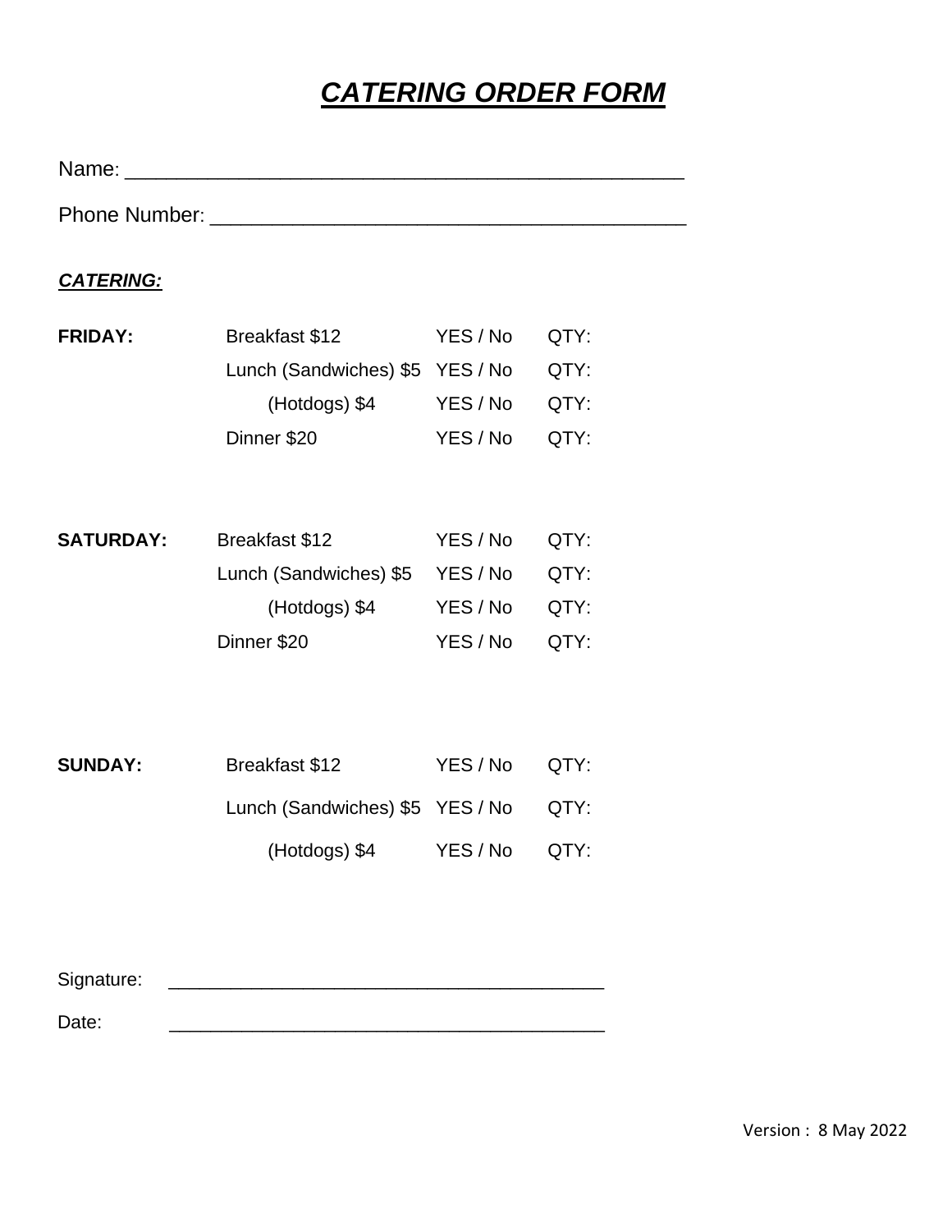# ***CATERING ORDER FORM***

Name: ______________________________________________

Phone Number: ________________________________________

***CATERING:***

| | | | |
|---|---|---|---|
| **FRIDAY:** | Breakfast $12 | YES / No | QTY: |
| | Lunch (Sandwiches) $5 | YES / No | QTY: |
| | (Hotdogs) $4 | YES / No | QTY: |
| | Dinner $20 | YES / No | QTY: |
| **SATURDAY:** | Breakfast $12 | YES / No | QTY: |
| | Lunch (Sandwiches) $5 | YES / No | QTY: |
| | (Hotdogs) $4 | YES / No | QTY: |
| | Dinner $20 | YES / No | QTY: |
| **SUNDAY:** | Breakfast $12 | YES / No | QTY: |
| | Lunch (Sandwiches) $5 | YES / No | QTY: |
| | (Hotdogs) $4 | YES / No | QTY: |

Signature: ________________________________________

Date: ________________________________________

Version : 8 May 2022